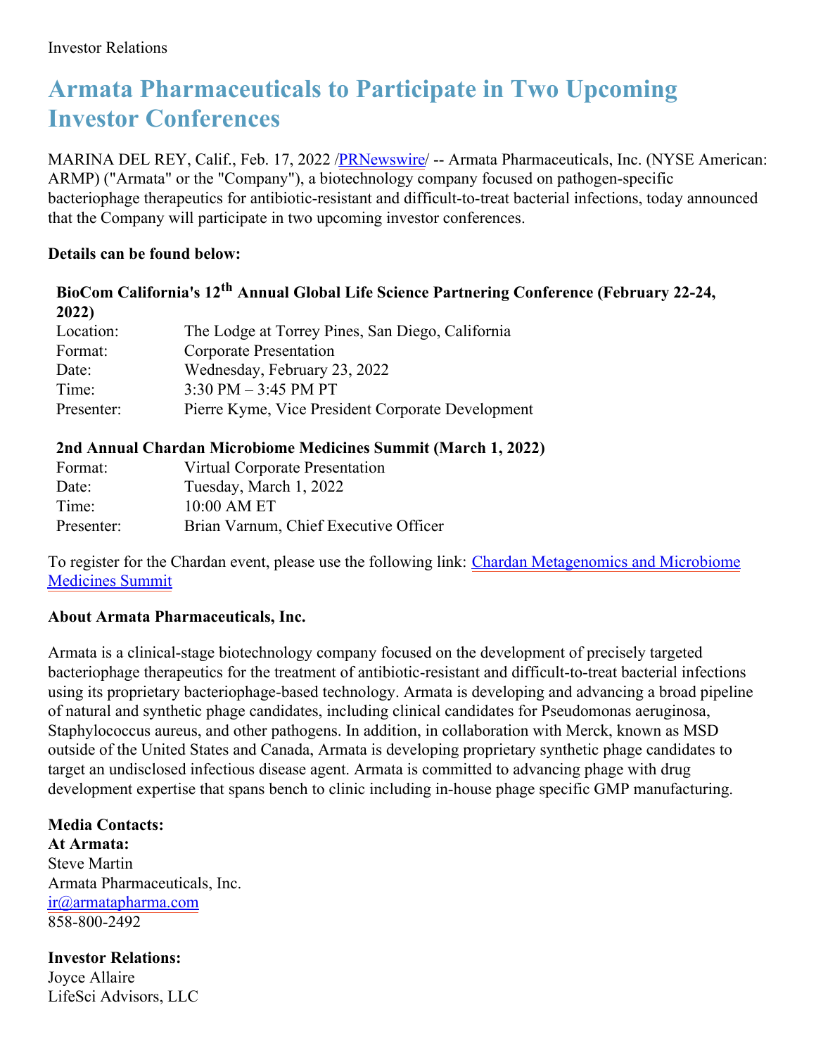Investor Relations

# Armata Pharmaceuticals to Participate in Two Upcoming Investor Conferences

MARINA DEL REY, Calif., Feb. 17, 2022 /PRNewswire/ -- Armata Pharmaceuticals, Inc. (NYSE American: ARMP) ("Armata" or the "Company"), a biotechnology company focused on pathogen-specific bacteriophage therapeutics for antibiotic-resistant and difficult-to-treat bacterial infections, today announced that the Company will participate in two upcoming investor conferences.

**Details can be found below:**

**BioCom California's 12th Annual Global Life Science Partnering Conference (February 22-24, 2022)**

| | |
|---|---|
| Location: | The Lodge at Torrey Pines, San Diego, California |
| Format: | Corporate Presentation |
| Date: | Wednesday, February 23, 2022 |
| Time: | 3:30 PM – 3:45 PM PT |
| Presenter: | Pierre Kyme, Vice President Corporate Development |

**2nd Annual Chardan Microbiome Medicines Summit (March 1, 2022)**

| | |
|---|---|
| Format: | Virtual Corporate Presentation |
| Date: | Tuesday, March 1, 2022 |
| Time: | 10:00 AM ET |
| Presenter: | Brian Varnum, Chief Executive Officer |

To register for the Chardan event, please use the following link: Chardan Metagenomics and Microbiome Medicines Summit

**About Armata Pharmaceuticals, Inc.**

Armata is a clinical-stage biotechnology company focused on the development of precisely targeted bacteriophage therapeutics for the treatment of antibiotic-resistant and difficult-to-treat bacterial infections using its proprietary bacteriophage-based technology. Armata is developing and advancing a broad pipeline of natural and synthetic phage candidates, including clinical candidates for Pseudomonas aeruginosa, Staphylococcus aureus, and other pathogens. In addition, in collaboration with Merck, known as MSD outside of the United States and Canada, Armata is developing proprietary synthetic phage candidates to target an undisclosed infectious disease agent. Armata is committed to advancing phage with drug development expertise that spans bench to clinic including in-house phage specific GMP manufacturing.

**Media Contacts:**
**At Armata:**
Steve Martin
Armata Pharmaceuticals, Inc.
ir@armatapharma.com
858-800-2492

**Investor Relations:**
Joyce Allaire
LifeSci Advisors, LLC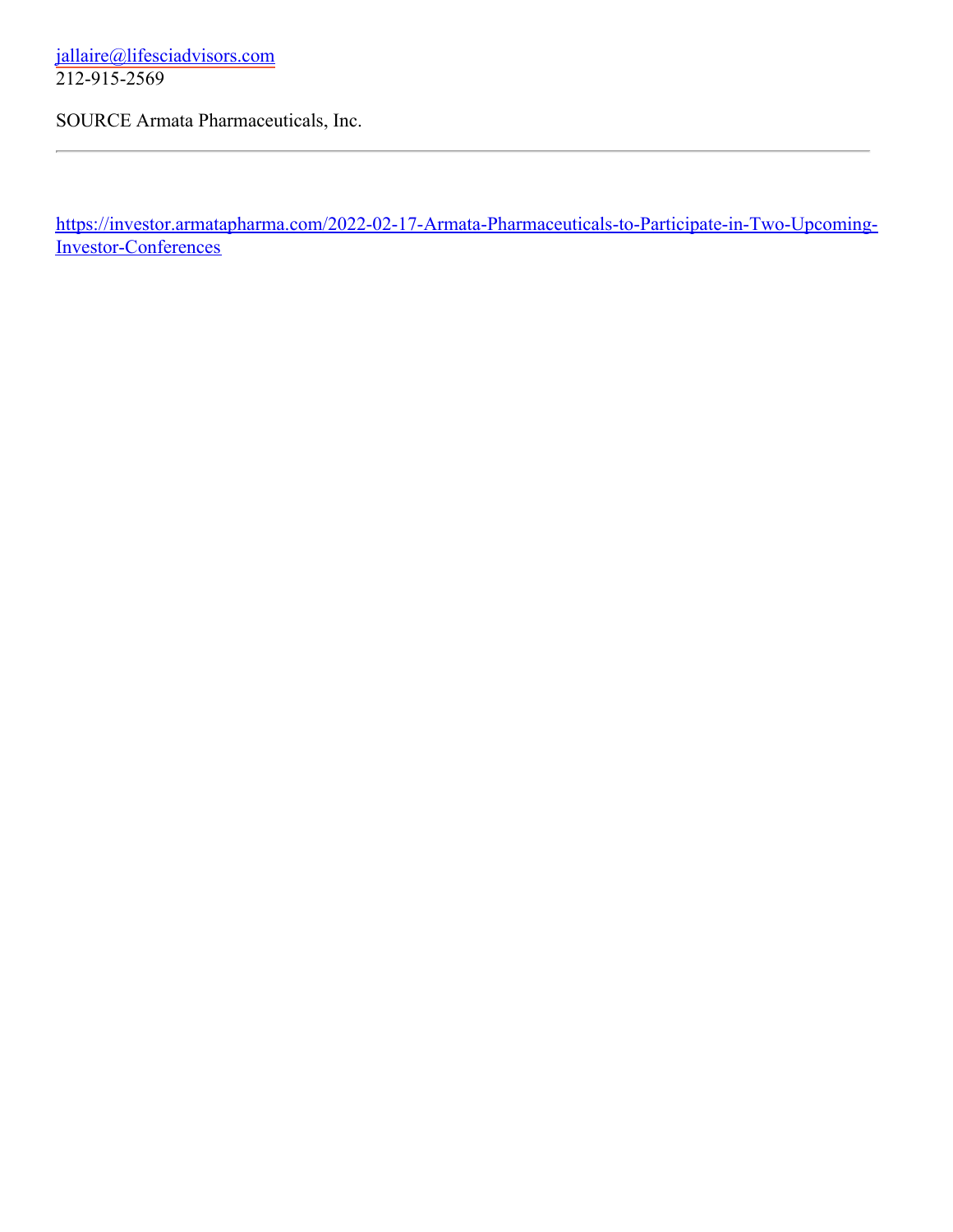jallaire@lifesciadvisors.com
212-915-2569

SOURCE Armata Pharmaceuticals, Inc.

---

https://investor.armatapharma.com/2022-02-17-Armata-Pharmaceuticals-to-Participate-in-Two-Upcoming-Investor-Conferences